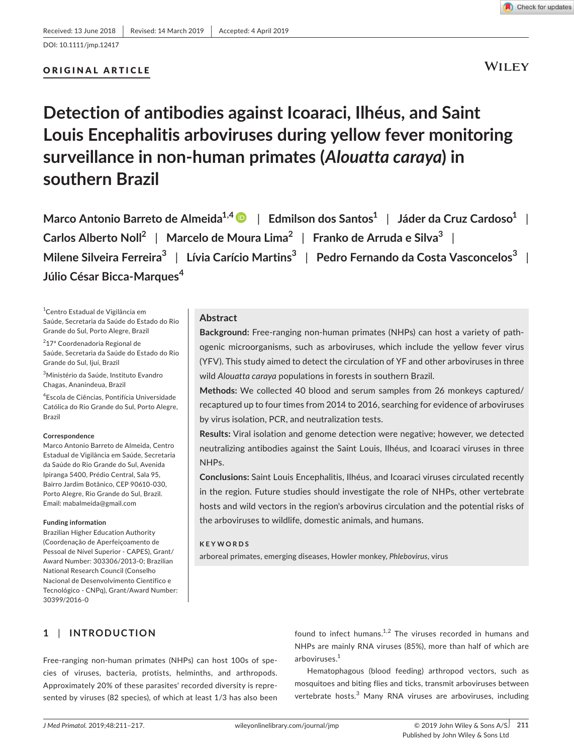Received: 13 June 2018 | Revised: 14 March 2019 | Accepted: 4 April 2019

DOI: 10.1111/jmp.12417

**ORIGINAL ARTICLE**

# Detection of antibodies against Icoaraci, Ilhéus, and Saint Louis Encephalitis arboviruses during yellow fever monitoring surveillance in non-human primates (*Alouatta caraya*) in southern Brazil

Marco Antonio Barreto de Almeida[1,4] | Edmilson dos Santos[1] | Jáder da Cruz Cardoso[1] | Carlos Alberto Noll[2] | Marcelo de Moura Lima[2] | Franko de Arruda e Silva[3] | Milene Silveira Ferreira[3] | Lívia Carício Martins[3] | Pedro Fernando da Costa Vasconcelos[3] | Júlio César Bicca-Marques[4]

[1]Centro Estadual de Vigilância em Saúde, Secretaria da Saúde do Estado do Rio Grande do Sul, Porto Alegre, Brazil

[2]17ª Coordenadoria Regional de Saúde, Secretaria da Saúde do Estado do Rio Grande do Sul, Ijuí, Brazil

[3]Ministério da Saúde, Instituto Evandro Chagas, Ananindeua, Brazil

[4]Escola de Ciências, Pontifícia Universidade Católica do Rio Grande do Sul, Porto Alegre, Brazil

**Correspondence**
Marco Antonio Barreto de Almeida, Centro Estadual de Vigilância em Saúde, Secretaria da Saúde do Rio Grande do Sul, Avenida Ipiranga 5400, Prédio Central, Sala 95, Bairro Jardim Botânico, CEP 90610-030, Porto Alegre, Rio Grande do Sul, Brazil.
Email: mabalmeida@gmail.com

**Funding information**
Brazilian Higher Education Authority (Coordenação de Aperfeiçoamento de Pessoal de Nível Superior - CAPES), Grant/Award Number: 303306/2013-0; Brazilian National Research Council (Conselho Nacional de Desenvolvimento Científico e Tecnológico - CNPq), Grant/Award Number: 30399/2016-0

## Abstract

**Background:** Free-ranging non-human primates (NHPs) can host a variety of pathogenic microorganisms, such as arboviruses, which include the yellow fever virus (YFV). This study aimed to detect the circulation of YF and other arboviruses in three wild *Alouatta caraya* populations in forests in southern Brazil.

**Methods:** We collected 40 blood and serum samples from 26 monkeys captured/recaptured up to four times from 2014 to 2016, searching for evidence of arboviruses by virus isolation, PCR, and neutralization tests.

**Results:** Viral isolation and genome detection were negative; however, we detected neutralizing antibodies against the Saint Louis, Ilhéus, and Icoaraci viruses in three NHPs.

**Conclusions:** Saint Louis Encephalitis, Ilhéus, and Icoaraci viruses circulated recently in the region. Future studies should investigate the role of NHPs, other vertebrate hosts and wild vectors in the region's arbovirus circulation and the potential risks of the arboviruses to wildlife, domestic animals, and humans.

**KEYWORDS**

arboreal primates, emerging diseases, Howler monkey, *Phlebovirus*, virus

## 1 | INTRODUCTION

Free-ranging non-human primates (NHPs) can host 100s of species of viruses, bacteria, protists, helminths, and arthropods. Approximately 20% of these parasites' recorded diversity is represented by viruses (82 species), of which at least 1/3 has also been found to infect humans.[1,2] The viruses recorded in humans and NHPs are mainly RNA viruses (85%), more than half of which are arboviruses.[1]

Hematophagous (blood feeding) arthropod vectors, such as mosquitoes and biting flies and ticks, transmit arboviruses between vertebrate hosts.[3] Many RNA viruses are arboviruses, including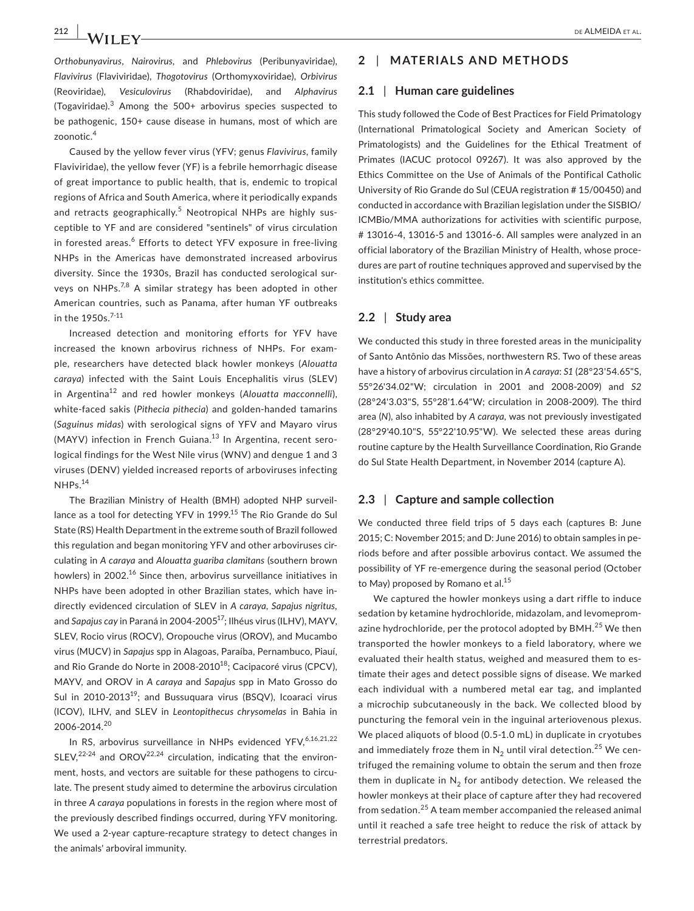*Orthobunyavirus*, *Nairovirus*, and *Phlebovirus* (Peribunyaviridae), *Flavivirus* (Flaviviridae), *Thogotovirus* (Orthomyxoviridae), *Orbivirus* (Reoviridae), *Vesiculovirus* (Rhabdoviridae), and *Alphavirus* (Togaviridae).[3] Among the 500+ arbovirus species suspected to be pathogenic, 150+ cause disease in humans, most of which are zoonotic.[4]

Caused by the yellow fever virus (YFV; genus *Flavivirus*, family Flaviviridae), the yellow fever (YF) is a febrile hemorrhagic disease of great importance to public health, that is, endemic to tropical regions of Africa and South America, where it periodically expands and retracts geographically.[5] Neotropical NHPs are highly susceptible to YF and are considered "sentinels" of virus circulation in forested areas.[6] Efforts to detect YFV exposure in free-living NHPs in the Americas have demonstrated increased arbovirus diversity. Since the 1930s, Brazil has conducted serological surveys on NHPs.[7,8] A similar strategy has been adopted in other American countries, such as Panama, after human YF outbreaks in the 1950s.[7-11]

Increased detection and monitoring efforts for YFV have increased the known arbovirus richness of NHPs. For example, researchers have detected black howler monkeys (*Alouatta caraya*) infected with the Saint Louis Encephalitis virus (SLEV) in Argentina[12] and red howler monkeys (*Alouatta macconnelli*), white-faced sakis (*Pithecia pithecia*) and golden-handed tamarins (*Saguinus midas*) with serological signs of YFV and Mayaro virus (MAYV) infection in French Guiana.[13] In Argentina, recent serological findings for the West Nile virus (WNV) and dengue 1 and 3 viruses (DENV) yielded increased reports of arboviruses infecting NHPs.[14]

The Brazilian Ministry of Health (BMH) adopted NHP surveillance as a tool for detecting YFV in 1999.[15] The Rio Grande do Sul State (RS) Health Department in the extreme south of Brazil followed this regulation and began monitoring YFV and other arboviruses circulating in *A caraya* and *Alouatta guariba clamitans* (southern brown howlers) in 2002.[16] Since then, arbovirus surveillance initiatives in NHPs have been adopted in other Brazilian states, which have indirectly evidenced circulation of SLEV in *A caraya*, *Sapajus nigritus*, and *Sapajus cay* in Paraná in 2004-2005[17]; Ilhéus virus (ILHV), MAYV, SLEV, Rocio virus (ROCV), Oropouche virus (OROV), and Mucambo virus (MUCV) in *Sapajus* spp in Alagoas, Paraíba, Pernambuco, Piauí, and Rio Grande do Norte in 2008-2010[18]; Cacipacoré virus (CPCV), MAYV, and OROV in *A caraya* and *Sapajus* spp in Mato Grosso do Sul in 2010-2013[19]; and Bussuquara virus (BSQV), Icoaraci virus (ICOV), ILHV, and SLEV in *Leontopithecus chrysomelas* in Bahia in 2006-2014.[20]

In RS, arbovirus surveillance in NHPs evidenced YFV,[6,16,21,22] SLEV,[22-24] and OROV[22,24] circulation, indicating that the environment, hosts, and vectors are suitable for these pathogens to circulate. The present study aimed to determine the arbovirus circulation in three *A caraya* populations in forests in the region where most of the previously described findings occurred, during YFV monitoring. We used a 2-year capture-recapture strategy to detect changes in the animals' arboviral immunity.

## 2 | MATERIALS AND METHODS

### 2.1 | Human care guidelines

This study followed the Code of Best Practices for Field Primatology (International Primatological Society and American Society of Primatologists) and the Guidelines for the Ethical Treatment of Primates (IACUC protocol 09267). It was also approved by the Ethics Committee on the Use of Animals of the Pontifical Catholic University of Rio Grande do Sul (CEUA registration # 15/00450) and conducted in accordance with Brazilian legislation under the SISBIO/ICMBio/MMA authorizations for activities with scientific purpose, # 13016-4, 13016-5 and 13016-6. All samples were analyzed in an official laboratory of the Brazilian Ministry of Health, whose procedures are part of routine techniques approved and supervised by the institution's ethics committee.

### 2.2 | Study area

We conducted this study in three forested areas in the municipality of Santo Antônio das Missões, northwestern RS. Two of these areas have a history of arbovirus circulation in *A caraya*: *S1* (28°23'54.65"S, 55°26'34.02"W; circulation in 2001 and 2008-2009) and *S2* (28°24'3.03"S, 55°28'1.64"W; circulation in 2008-2009). The third area (*N*), also inhabited by *A caraya*, was not previously investigated (28°29'40.10"S, 55°22'10.95"W). We selected these areas during routine capture by the Health Surveillance Coordination, Rio Grande do Sul State Health Department, in November 2014 (capture A).

### 2.3 | Capture and sample collection

We conducted three field trips of 5 days each (captures B: June 2015; C: November 2015; and D: June 2016) to obtain samples in periods before and after possible arbovirus contact. We assumed the possibility of YF re-emergence during the seasonal period (October to May) proposed by Romano et al.[15]

We captured the howler monkeys using a dart riffle to induce sedation by ketamine hydrochloride, midazolam, and levomepromazine hydrochloride, per the protocol adopted by BMH.[25] We then transported the howler monkeys to a field laboratory, where we evaluated their health status, weighed and measured them to estimate their ages and detect possible signs of disease. We marked each individual with a numbered metal ear tag, and implanted a microchip subcutaneously in the back. We collected blood by puncturing the femoral vein in the inguinal arteriovenous plexus. We placed aliquots of blood (0.5-1.0 mL) in duplicate in cryotubes and immediately froze them in $N_2$ until viral detection.[25] We centrifuged the remaining volume to obtain the serum and then froze them in duplicate in $N_2$ for antibody detection. We released the howler monkeys at their place of capture after they had recovered from sedation.[25] A team member accompanied the released animal until it reached a safe tree height to reduce the risk of attack by terrestrial predators.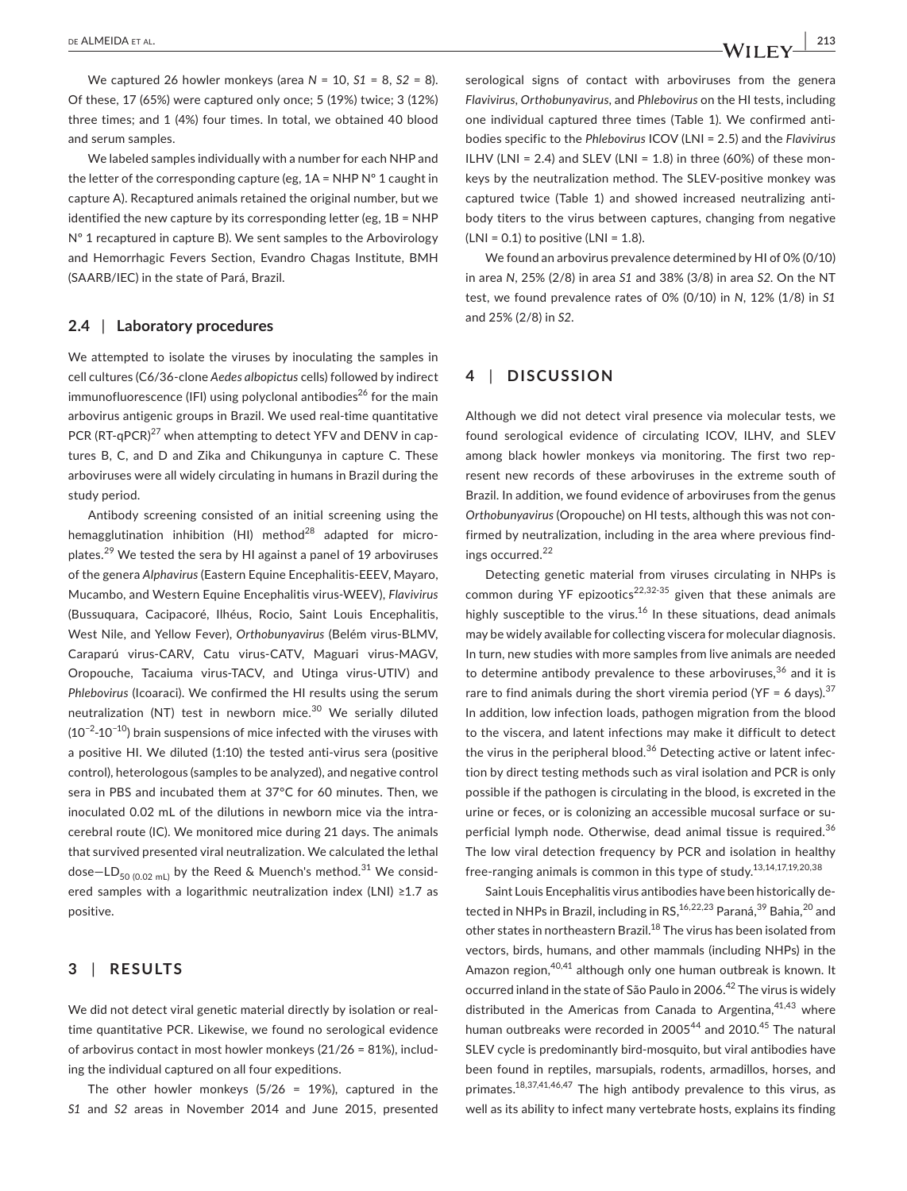We captured 26 howler monkeys (area *N* = 10, *S1* = 8, *S2* = 8). Of these, 17 (65%) were captured only once; 5 (19%) twice; 3 (12%) three times; and 1 (4%) four times. In total, we obtained 40 blood and serum samples.

We labeled samples individually with a number for each NHP and the letter of the corresponding capture (eg, 1A = NHP Nº 1 caught in capture A). Recaptured animals retained the original number, but we identified the new capture by its corresponding letter (eg, 1B = NHP Nº 1 recaptured in capture B). We sent samples to the Arbovirology and Hemorrhagic Fevers Section, Evandro Chagas Institute, BMH (SAARB/IEC) in the state of Pará, Brazil.

### 2.4 | Laboratory procedures

We attempted to isolate the viruses by inoculating the samples in cell cultures (C6/36-clone *Aedes albopictus* cells) followed by indirect immunofluorescence (IFI) using polyclonal antibodies[26] for the main arbovirus antigenic groups in Brazil. We used real-time quantitative PCR (RT-qPCR)[27] when attempting to detect YFV and DENV in captures B, C, and D and Zika and Chikungunya in capture C. These arboviruses were all widely circulating in humans in Brazil during the study period.

Antibody screening consisted of an initial screening using the hemagglutination inhibition (HI) method[28] adapted for microplates.[29] We tested the sera by HI against a panel of 19 arboviruses of the genera *Alphavirus* (Eastern Equine Encephalitis-EEEV, Mayaro, Mucambo, and Western Equine Encephalitis virus-WEEV), *Flavivirus* (Bussuquara, Cacipacoré, Ilhéus, Rocio, Saint Louis Encephalitis, West Nile, and Yellow Fever), *Orthobunyavirus* (Belém virus-BLMV, Caraparú virus-CARV, Catu virus-CATV, Maguari virus-MAGV, Oropouche, Tacaiuma virus-TACV, and Utinga virus-UTIV) and *Phlebovirus* (Icoaraci). We confirmed the HI results using the serum neutralization (NT) test in newborn mice.[30] We serially diluted ($10^{-2}$-$10^{-10}$) brain suspensions of mice infected with the viruses with a positive HI. We diluted (1:10) the tested anti-virus sera (positive control), heterologous (samples to be analyzed), and negative control sera in PBS and incubated them at 37°C for 60 minutes. Then, we inoculated 0.02 mL of the dilutions in newborn mice via the intracerebral route (IC). We monitored mice during 21 days. The animals that survived presented viral neutralization. We calculated the lethal dose—$LD_{50\ (0.02\ mL)}$ by the Reed & Muench's method.[31] We considered samples with a logarithmic neutralization index (LNI) ≥1.7 as positive.

## 3 | RESULTS

We did not detect viral genetic material directly by isolation or real-time quantitative PCR. Likewise, we found no serological evidence of arbovirus contact in most howler monkeys (21/26 = 81%), including the individual captured on all four expeditions.

The other howler monkeys (5/26 = 19%), captured in the *S1* and *S2* areas in November 2014 and June 2015, presented serological signs of contact with arboviruses from the genera *Flavivirus*, *Orthobunyavirus*, and *Phlebovirus* on the HI tests, including one individual captured three times (Table 1). We confirmed antibodies specific to the *Phlebovirus* ICOV (LNI = 2.5) and the *Flavivirus* ILHV (LNI = 2.4) and SLEV (LNI = 1.8) in three (60%) of these monkeys by the neutralization method. The SLEV-positive monkey was captured twice (Table 1) and showed increased neutralizing antibody titers to the virus between captures, changing from negative (LNI = 0.1) to positive (LNI = 1.8).

We found an arbovirus prevalence determined by HI of 0% (0/10) in area *N*, 25% (2/8) in area *S1* and 38% (3/8) in area *S2*. On the NT test, we found prevalence rates of 0% (0/10) in *N*, 12% (1/8) in *S1* and 25% (2/8) in *S2*.

## 4 | DISCUSSION

Although we did not detect viral presence via molecular tests, we found serological evidence of circulating ICOV, ILHV, and SLEV among black howler monkeys via monitoring. The first two represent new records of these arboviruses in the extreme south of Brazil. In addition, we found evidence of arboviruses from the genus *Orthobunyavirus* (Oropouche) on HI tests, although this was not confirmed by neutralization, including in the area where previous findings occurred.[22]

Detecting genetic material from viruses circulating in NHPs is common during YF epizootics[22,32-35] given that these animals are highly susceptible to the virus.[16] In these situations, dead animals may be widely available for collecting viscera for molecular diagnosis. In turn, new studies with more samples from live animals are needed to determine antibody prevalence to these arboviruses,[36] and it is rare to find animals during the short viremia period (YF = 6 days).[37] In addition, low infection loads, pathogen migration from the blood to the viscera, and latent infections may make it difficult to detect the virus in the peripheral blood.[36] Detecting active or latent infection by direct testing methods such as viral isolation and PCR is only possible if the pathogen is circulating in the blood, is excreted in the urine or feces, or is colonizing an accessible mucosal surface or superficial lymph node. Otherwise, dead animal tissue is required.[36] The low viral detection frequency by PCR and isolation in healthy free-ranging animals is common in this type of study.[13,14,17,19,20,38]

Saint Louis Encephalitis virus antibodies have been historically detected in NHPs in Brazil, including in RS,[16,22,23] Paraná,[39] Bahia,[20] and other states in northeastern Brazil.[18] The virus has been isolated from vectors, birds, humans, and other mammals (including NHPs) in the Amazon region,[40,41] although only one human outbreak is known. It occurred inland in the state of São Paulo in 2006.[42] The virus is widely distributed in the Americas from Canada to Argentina,[41,43] where human outbreaks were recorded in 2005[44] and 2010.[45] The natural SLEV cycle is predominantly bird-mosquito, but viral antibodies have been found in reptiles, marsupials, rodents, armadillos, horses, and primates.[18,37,41,46,47] The high antibody prevalence to this virus, as well as its ability to infect many vertebrate hosts, explains its finding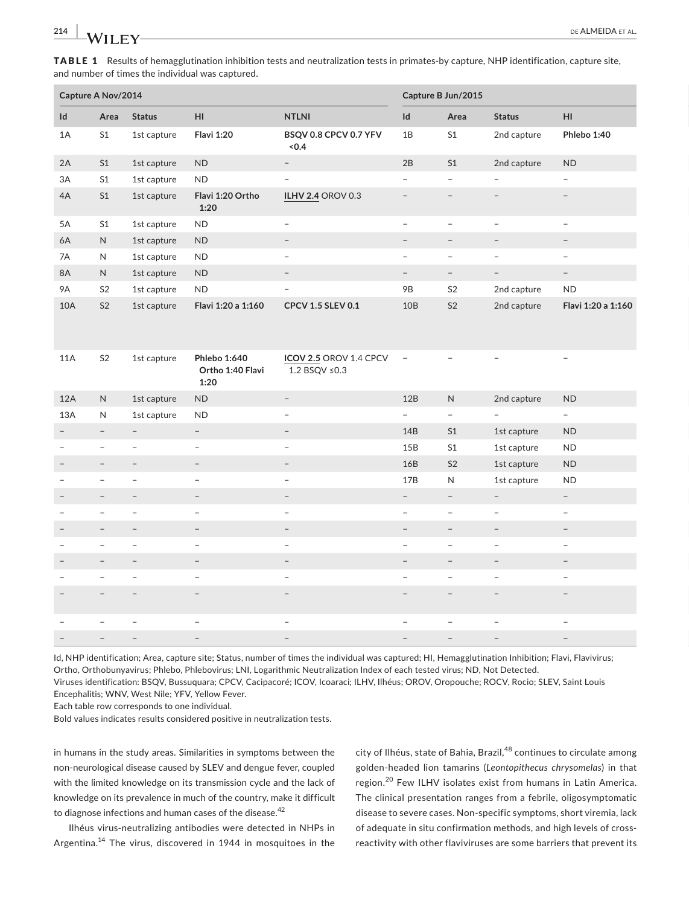**TABLE 1** Results of hemagglutination inhibition tests and neutralization tests in primates-by capture, NHP identification, capture site, and number of times the individual was captured.

| Capture A Nov/2014 | | | | | Capture B Jun/2015 | | | |
|---|---|---|---|---|---|---|---|---|
| Id | Area | Status | HI | NTLNI | Id | Area | Status | HI |
| 1A | S1 | 1st capture | **Flavi 1:20** | **BSQV 0.8 CPCV 0.7 YFV <0.4** | 1B | S1 | 2nd capture | **Phlebo 1:40** |
| 2A | S1 | 1st capture | ND | – | 2B | S1 | 2nd capture | ND |
| 3A | S1 | 1st capture | ND | – | – | – | – | – |
| 4A | S1 | 1st capture | **Flavi 1:20 Ortho 1:20** | **ILHV 2.4** OROV 0.3 | – | – | – | – |
| 5A | S1 | 1st capture | ND | – | – | – | – | – |
| 6A | N | 1st capture | ND | – | – | – | – | – |
| 7A | N | 1st capture | ND | – | – | – | – | – |
| 8A | N | 1st capture | ND | – | – | – | – | – |
| 9A | S2 | 1st capture | ND | – | 9B | S2 | 2nd capture | ND |
| 10A | S2 | 1st capture | **Flavi 1:20 a 1:160** | **CPCV 1.5 SLEV 0.1** | 10B | S2 | 2nd capture | **Flavi 1:20 a 1:160** |
| 11A | S2 | 1st capture | **Phlebo 1:640 Ortho 1:40 Flavi 1:20** | **ICOV 2.5** OROV 1.4 CPCV 1.2 BSQV ≤0.3 | – | – | – | – |
| 12A | N | 1st capture | ND | – | 12B | N | 2nd capture | ND |
| 13A | N | 1st capture | ND | – | – | – | – | – |
| – | – | – | – | – | 14B | S1 | 1st capture | ND |
| – | – | – | – | – | 15B | S1 | 1st capture | ND |
| – | – | – | – | – | 16B | S2 | 1st capture | ND |
| – | – | – | – | – | 17B | N | 1st capture | ND |
| – | – | – | – | – | – | – | – | – |
| – | – | – | – | – | – | – | – | – |
| – | – | – | – | – | – | – | – | – |
| – | – | – | – | – | – | – | – | – |
| – | – | – | – | – | – | – | – | – |
| – | – | – | – | – | – | – | – | – |
| – | – | – | – | – | – | – | – | – |
| – | – | – | – | – | – | – | – | – |
| – | – | – | – | – | – | – | – | – |

Id, NHP identification; Area, capture site; Status, number of times the individual was captured; HI, Hemagglutination Inhibition; Flavi, Flavivirus; Ortho, Orthobunyavirus; Phlebo, Phlebovirus; LNI, Logarithmic Neutralization Index of each tested virus; ND, Not Detected.
Viruses identification: BSQV, Bussuquara; CPCV, Cacipacoré; ICOV, Icoaraci; ILHV, Ilhéus; OROV, Oropouche; ROCV, Rocio; SLEV, Saint Louis Encephalitis; WNV, West Nile; YFV, Yellow Fever.
Each table row corresponds to one individual.
Bold values indicates results considered positive in neutralization tests.

in humans in the study areas. Similarities in symptoms between the non-neurological disease caused by SLEV and dengue fever, coupled with the limited knowledge on its transmission cycle and the lack of knowledge on its prevalence in much of the country, make it difficult to diagnose infections and human cases of the disease.[42]

Ilhéus virus-neutralizing antibodies were detected in NHPs in Argentina.[14] The virus, discovered in 1944 in mosquitoes in the city of Ilhéus, state of Bahia, Brazil,[48] continues to circulate among golden-headed lion tamarins (*Leontopithecus chrysomelas*) in that region.[20] Few ILHV isolates exist from humans in Latin America. The clinical presentation ranges from a febrile, oligosymptomatic disease to severe cases. Non-specific symptoms, short viremia, lack of adequate in situ confirmation methods, and high levels of cross-reactivity with other flaviviruses are some barriers that prevent its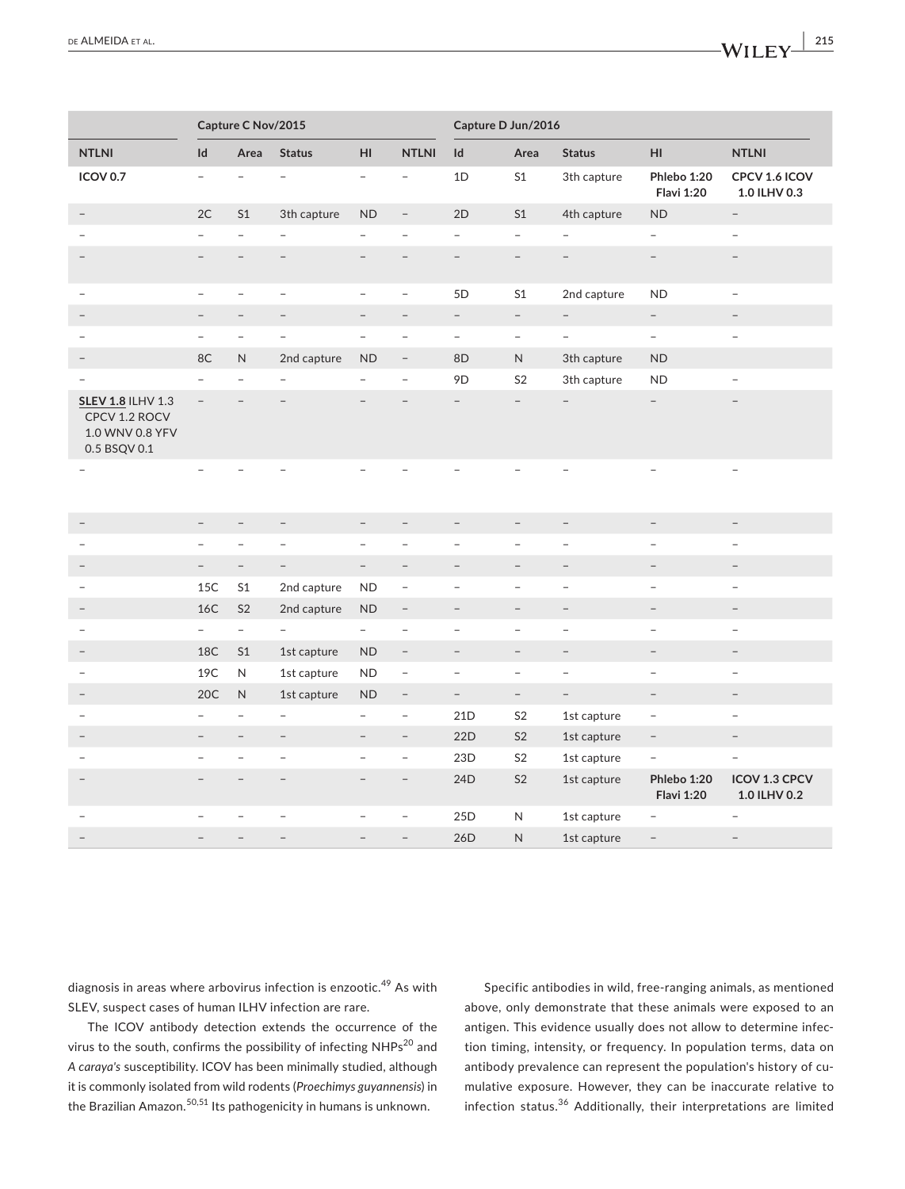| | Capture C Nov/2015 | | | | | Capture D Jun/2016 | | | | |
|---|---|---|---|---|---|---|---|---|---|---|
| NTLNI | Id | Area | Status | HI | NTLNI | Id | Area | Status | HI | NTLNI |
| **ICOV 0.7** | – | – | – | – | – | 1D | S1 | 3th capture | **Phlebo 1:20 Flavi 1:20** | **CPCV 1.6 ICOV 1.0 ILHV 0.3** |
| – | 2C | S1 | 3th capture | ND | – | 2D | S1 | 4th capture | ND | – |
| – | – | – | – | – | – | – | – | – | – | – |
| – | – | – | – | – | – | – | – | – | – | – |
| – | – | – | – | – | – | 5D | S1 | 2nd capture | ND | – |
| – | – | – | – | – | – | – | – | – | – | – |
| – | – | – | – | – | – | – | – | – | – | – |
| – | 8C | N | 2nd capture | ND | – | 8D | N | 3th capture | ND | |
| – | – | – | – | – | – | 9D | S2 | 3th capture | ND | – |
| **SLEV 1.8** ILHV 1.3 CPCV 1.2 ROCV 1.0 WNV 0.8 YFV 0.5 BSQV 0.1 | – | – | – | – | – | – | – | – | – | – |
| – | – | – | – | – | – | – | – | – | – | – |
| – | – | – | – | – | – | – | – | – | – | – |
| – | – | – | – | – | – | – | – | – | – | – |
| – | – | – | – | – | – | – | – | – | – | – |
| – | 15C | S1 | 2nd capture | ND | – | – | – | – | – | – |
| – | 16C | S2 | 2nd capture | ND | – | – | – | – | – | – |
| – | – | – | – | – | – | – | – | – | – | – |
| – | 18C | S1 | 1st capture | ND | – | – | – | – | – | – |
| – | 19C | N | 1st capture | ND | – | – | – | – | – | – |
| – | 20C | N | 1st capture | ND | – | – | – | – | – | – |
| – | – | – | – | – | – | 21D | S2 | 1st capture | – | – |
| – | – | – | – | – | – | 22D | S2 | 1st capture | – | – |
| – | – | – | – | – | – | 23D | S2 | 1st capture | – | – |
| – | – | – | – | – | – | 24D | S2 | 1st capture | **Phlebo 1:20 Flavi 1:20** | **ICOV 1.3 CPCV 1.0 ILHV 0.2** |
| – | – | – | – | – | – | 25D | N | 1st capture | – | – |
| – | – | – | – | – | – | 26D | N | 1st capture | – | – |

diagnosis in areas where arbovirus infection is enzootic.[49] As with SLEV, suspect cases of human ILHV infection are rare.

The ICOV antibody detection extends the occurrence of the virus to the south, confirms the possibility of infecting NHPs[20] and *A caraya's* susceptibility. ICOV has been minimally studied, although it is commonly isolated from wild rodents (*Proechimys guyannensis*) in the Brazilian Amazon.[50,51] Its pathogenicity in humans is unknown.

Specific antibodies in wild, free-ranging animals, as mentioned above, only demonstrate that these animals were exposed to an antigen. This evidence usually does not allow to determine infection timing, intensity, or frequency. In population terms, data on antibody prevalence can represent the population's history of cumulative exposure. However, they can be inaccurate relative to infection status.[36] Additionally, their interpretations are limited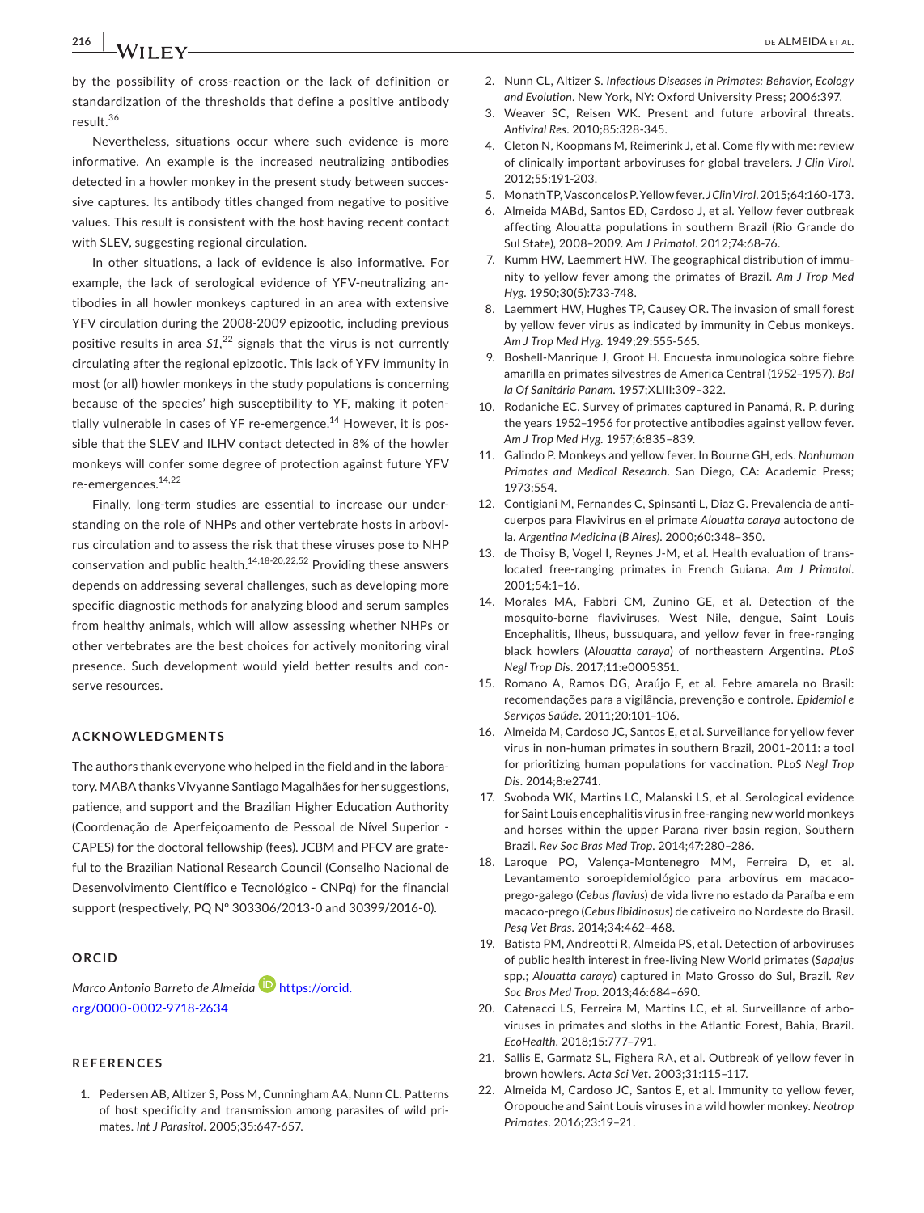by the possibility of cross-reaction or the lack of definition or standardization of the thresholds that define a positive antibody result.[36]

Nevertheless, situations occur where such evidence is more informative. An example is the increased neutralizing antibodies detected in a howler monkey in the present study between successive captures. Its antibody titles changed from negative to positive values. This result is consistent with the host having recent contact with SLEV, suggesting regional circulation.

In other situations, a lack of evidence is also informative. For example, the lack of serological evidence of YFV-neutralizing antibodies in all howler monkeys captured in an area with extensive YFV circulation during the 2008-2009 epizootic, including previous positive results in area *S1*,[22] signals that the virus is not currently circulating after the regional epizootic. This lack of YFV immunity in most (or all) howler monkeys in the study populations is concerning because of the species' high susceptibility to YF, making it potentially vulnerable in cases of YF re-emergence.[14] However, it is possible that the SLEV and ILHV contact detected in 8% of the howler monkeys will confer some degree of protection against future YFV re-emergences.[14,22]

Finally, long-term studies are essential to increase our understanding on the role of NHPs and other vertebrate hosts in arbovirus circulation and to assess the risk that these viruses pose to NHP conservation and public health.[14,18-20,22,52] Providing these answers depends on addressing several challenges, such as developing more specific diagnostic methods for analyzing blood and serum samples from healthy animals, which will allow assessing whether NHPs or other vertebrates are the best choices for actively monitoring viral presence. Such development would yield better results and conserve resources.

## ACKNOWLEDGMENTS

The authors thank everyone who helped in the field and in the laboratory. MABA thanks Vivyanne Santiago Magalhães for her suggestions, patience, and support and the Brazilian Higher Education Authority (Coordenação de Aperfeiçoamento de Pessoal de Nível Superior - CAPES) for the doctoral fellowship (fees). JCBM and PFCV are grateful to the Brazilian National Research Council (Conselho Nacional de Desenvolvimento Científico e Tecnológico - CNPq) for the financial support (respectively, PQ N° 303306/2013-0 and 30399/2016-0).

## ORCID

*Marco Antonio Barreto de Almeida* https://orcid.org/0000-0002-9718-2634

## REFERENCES

1. Pedersen AB, Altizer S, Poss M, Cunningham AA, Nunn CL. Patterns of host specificity and transmission among parasites of wild primates. *Int J Parasitol*. 2005;35:647-657.
2. Nunn CL, Altizer S. *Infectious Diseases in Primates: Behavior, Ecology and Evolution*. New York, NY: Oxford University Press; 2006:397.
3. Weaver SC, Reisen WK. Present and future arboviral threats. *Antiviral Res*. 2010;85:328-345.
4. Cleton N, Koopmans M, Reimerink J, et al. Come fly with me: review of clinically important arboviruses for global travelers. *J Clin Virol*. 2012;55:191-203.
5. Monath TP, Vasconcelos P. Yellow fever. *J Clin Virol*. 2015;64:160-173.
6. Almeida MABd, Santos ED, Cardoso J, et al. Yellow fever outbreak affecting Alouatta populations in southern Brazil (Rio Grande do Sul State), 2008–2009. *Am J Primatol*. 2012;74:68-76.
7. Kumm HW, Laemmert HW. The geographical distribution of immunity to yellow fever among the primates of Brazil. *Am J Trop Med Hyg*. 1950;30(5):733-748.
8. Laemmert HW, Hughes TP, Causey OR. The invasion of small forest by yellow fever virus as indicated by immunity in Cebus monkeys. *Am J Trop Med Hyg*. 1949;29:555-565.
9. Boshell-Manrique J, Groot H. Encuesta inmunologica sobre fiebre amarilla en primates silvestres de America Central (1952–1957). *Bol la Of Sanitária Panam*. 1957;XLIII:309–322.
10. Rodaniche EC. Survey of primates captured in Panamá, R. P. during the years 1952–1956 for protective antibodies against yellow fever. *Am J Trop Med Hyg*. 1957;6:835–839.
11. Galindo P. Monkeys and yellow fever. In Bourne GH, eds. *Nonhuman Primates and Medical Research*. San Diego, CA: Academic Press; 1973:554.
12. Contigiani M, Fernandes C, Spinsanti L, Diaz G. Prevalencia de anticuerpos para Flavivirus en el primate *Alouatta caraya* autoctono de la. *Argentina Medicina (B Aires)*. 2000;60:348–350.
13. de Thoisy B, Vogel I, Reynes J-M, et al. Health evaluation of translocated free-ranging primates in French Guiana. *Am J Primatol*. 2001;54:1–16.
14. Morales MA, Fabbri CM, Zunino GE, et al. Detection of the mosquito-borne flaviviruses, West Nile, dengue, Saint Louis Encephalitis, Ilheus, bussuquara, and yellow fever in free-ranging black howlers (*Alouatta caraya*) of northeastern Argentina. *PLoS Negl Trop Dis*. 2017;11:e0005351.
15. Romano A, Ramos DG, Araújo F, et al. Febre amarela no Brasil: recomendações para a vigilância, prevenção e controle. *Epidemiol e Serviços Saúde*. 2011;20:101–106.
16. Almeida M, Cardoso JC, Santos E, et al. Surveillance for yellow fever virus in non-human primates in southern Brazil, 2001–2011: a tool for prioritizing human populations for vaccination. *PLoS Negl Trop Dis*. 2014;8:e2741.
17. Svoboda WK, Martins LC, Malanski LS, et al. Serological evidence for Saint Louis encephalitis virus in free-ranging new world monkeys and horses within the upper Parana river basin region, Southern Brazil. *Rev Soc Bras Med Trop*. 2014;47:280–286.
18. Laroque PO, Valença-Montenegro MM, Ferreira D, et al. Levantamento soroepidemiológico para arbovírus em macaco-prego-galego (*Cebus flavius*) de vida livre no estado da Paraíba e em macaco-prego (*Cebus libidinosus*) de cativeiro no Nordeste do Brasil. *Pesq Vet Bras*. 2014;34:462–468.
19. Batista PM, Andreotti R, Almeida PS, et al. Detection of arboviruses of public health interest in free-living New World primates (*Sapajus* spp.; *Alouatta caraya*) captured in Mato Grosso do Sul, Brazil. *Rev Soc Bras Med Trop*. 2013;46:684–690.
20. Catenacci LS, Ferreira M, Martins LC, et al. Surveillance of arboviruses in primates and sloths in the Atlantic Forest, Bahia, Brazil. *EcoHealth*. 2018;15:777–791.
21. Sallis E, Garmatz SL, Fighera RA, et al. Outbreak of yellow fever in brown howlers. *Acta Sci Vet*. 2003;31:115–117.
22. Almeida M, Cardoso JC, Santos E, et al. Immunity to yellow fever, Oropouche and Saint Louis viruses in a wild howler monkey. *Neotrop Primates*. 2016;23:19–21.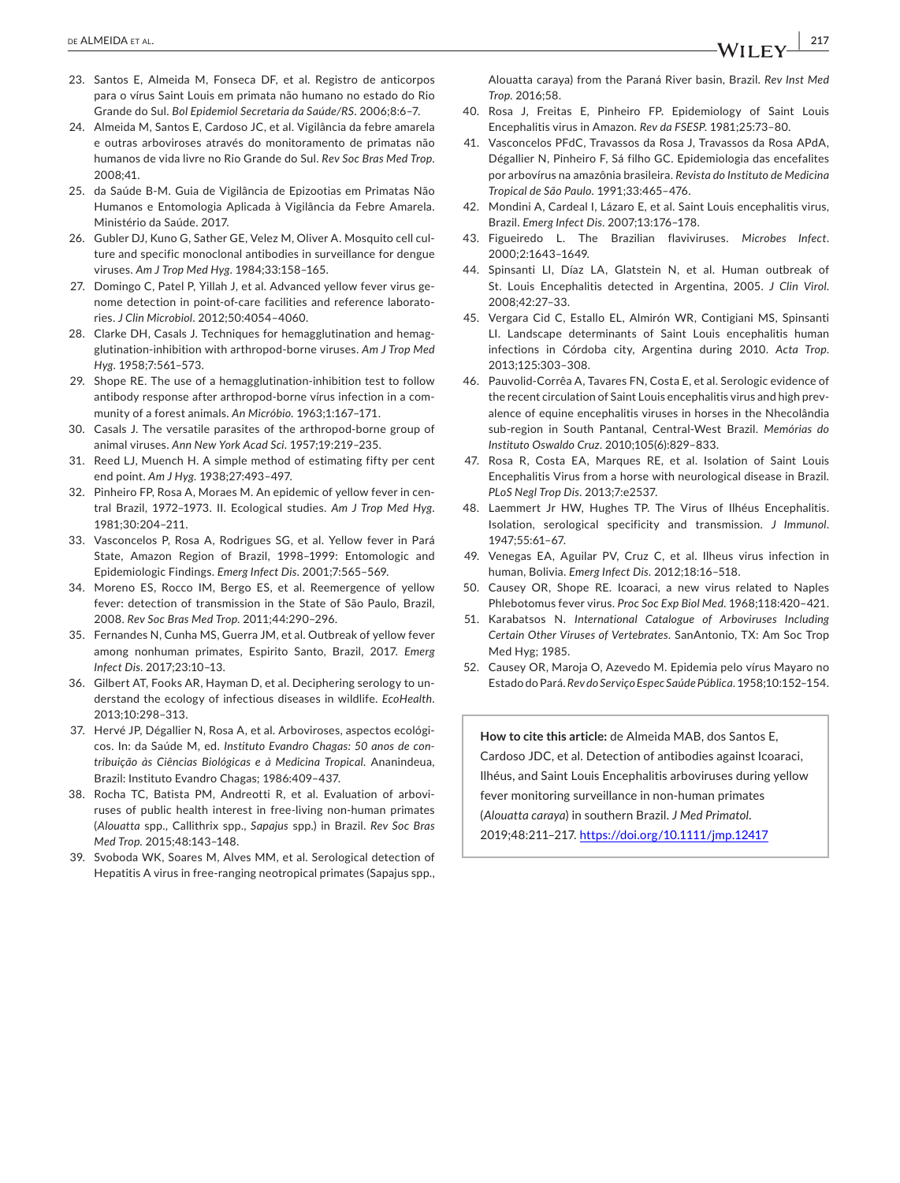23. Santos E, Almeida M, Fonseca DF, et al. Registro de anticorpos para o vírus Saint Louis em primata não humano no estado do Rio Grande do Sul. *Bol Epidemiol Secretaria da Saúde/RS*. 2006;8:6–7.
24. Almeida M, Santos E, Cardoso JC, et al. Vigilância da febre amarela e outras arboviroses através do monitoramento de primatas não humanos de vida livre no Rio Grande do Sul. *Rev Soc Bras Med Trop*. 2008;41.
25. da Saúde B-M. Guia de Vigilância de Epizootias em Primatas Não Humanos e Entomologia Aplicada à Vigilância da Febre Amarela. Ministério da Saúde. 2017.
26. Gubler DJ, Kuno G, Sather GE, Velez M, Oliver A. Mosquito cell culture and specific monoclonal antibodies in surveillance for dengue viruses. *Am J Trop Med Hyg*. 1984;33:158–165.
27. Domingo C, Patel P, Yillah J, et al. Advanced yellow fever virus genome detection in point-of-care facilities and reference laboratories. *J Clin Microbiol*. 2012;50:4054–4060.
28. Clarke DH, Casals J. Techniques for hemagglutination and hemagglutination-inhibition with arthropod-borne viruses. *Am J Trop Med Hyg*. 1958;7:561–573.
29. Shope RE. The use of a hemagglutination-inhibition test to follow antibody response after arthropod-borne vírus infection in a community of a forest animals. *An Micróbio*. 1963;1:167–171.
30. Casals J. The versatile parasites of the arthropod-borne group of animal viruses. *Ann New York Acad Sci*. 1957;19:219–235.
31. Reed LJ, Muench H. A simple method of estimating fifty per cent end point. *Am J Hyg*. 1938;27:493–497.
32. Pinheiro FP, Rosa A, Moraes M. An epidemic of yellow fever in central Brazil, 1972–1973. II. Ecological studies. *Am J Trop Med Hyg*. 1981;30:204–211.
33. Vasconcelos P, Rosa A, Rodrigues SG, et al. Yellow fever in Pará State, Amazon Region of Brazil, 1998–1999: Entomologic and Epidemiologic Findings. *Emerg Infect Dis*. 2001;7:565–569.
34. Moreno ES, Rocco IM, Bergo ES, et al. Reemergence of yellow fever: detection of transmission in the State of São Paulo, Brazil, 2008. *Rev Soc Bras Med Trop*. 2011;44:290–296.
35. Fernandes N, Cunha MS, Guerra JM, et al. Outbreak of yellow fever among nonhuman primates, Espirito Santo, Brazil, 2017. *Emerg Infect Dis*. 2017;23:10–13.
36. Gilbert AT, Fooks AR, Hayman D, et al. Deciphering serology to understand the ecology of infectious diseases in wildlife. *EcoHealth*. 2013;10:298–313.
37. Hervé JP, Dégallier N, Rosa A, et al. Arboviroses, aspectos ecológicos. In: da Saúde M, ed. *Instituto Evandro Chagas: 50 anos de contribuição às Ciências Biológicas e à Medicina Tropical*. Ananindeua, Brazil: Instituto Evandro Chagas; 1986:409–437.
38. Rocha TC, Batista PM, Andreotti R, et al. Evaluation of arboviruses of public health interest in free-living non-human primates (*Alouatta* spp., Callithrix spp., *Sapajus* spp.) in Brazil. *Rev Soc Bras Med Trop*. 2015;48:143–148.
39. Svoboda WK, Soares M, Alves MM, et al. Serological detection of Hepatitis A virus in free-ranging neotropical primates (Sapajus spp., Alouatta caraya) from the Paraná River basin, Brazil. *Rev Inst Med Trop*. 2016;58.
40. Rosa J, Freitas E, Pinheiro FP. Epidemiology of Saint Louis Encephalitis virus in Amazon. *Rev da FSESP*. 1981;25:73–80.
41. Vasconcelos PFdC, Travassos da Rosa J, Travassos da Rosa APdA, Dégallier N, Pinheiro F, Sá filho GC. Epidemiologia das encefalites por arbovírus na amazônia brasileira. *Revista do Instituto de Medicina Tropical de São Paulo*. 1991;33:465–476.
42. Mondini A, Cardeal I, Lázaro E, et al. Saint Louis encephalitis virus, Brazil. *Emerg Infect Dis*. 2007;13:176–178.
43. Figueiredo L. The Brazilian flaviviruses. *Microbes Infect*. 2000;2:1643–1649.
44. Spinsanti LI, Díaz LA, Glatstein N, et al. Human outbreak of St. Louis Encephalitis detected in Argentina, 2005. *J Clin Virol*. 2008;42:27–33.
45. Vergara Cid C, Estallo EL, Almirón WR, Contigiani MS, Spinsanti LI. Landscape determinants of Saint Louis encephalitis human infections in Córdoba city, Argentina during 2010. *Acta Trop*. 2013;125:303–308.
46. Pauvolid-Corrêa A, Tavares FN, Costa E, et al. Serologic evidence of the recent circulation of Saint Louis encephalitis virus and high prevalence of equine encephalitis viruses in horses in the Nhecolândia sub-region in South Pantanal, Central-West Brazil. *Memórias do Instituto Oswaldo Cruz*. 2010;105(6):829–833.
47. Rosa R, Costa EA, Marques RE, et al. Isolation of Saint Louis Encephalitis Virus from a horse with neurological disease in Brazil. *PLoS Negl Trop Dis*. 2013;7:e2537.
48. Laemmert Jr HW, Hughes TP. The Virus of Ilhéus Encephalitis. Isolation, serological specificity and transmission. *J Immunol*. 1947;55:61–67.
49. Venegas EA, Aguilar PV, Cruz C, et al. Ilheus virus infection in human, Bolivia. *Emerg Infect Dis*. 2012;18:16–518.
50. Causey OR, Shope RE. Icoaraci, a new virus related to Naples Phlebotomus fever virus. *Proc Soc Exp Biol Med*. 1968;118:420–421.
51. Karabatsos N. *International Catalogue of Arboviruses Including Certain Other Viruses of Vertebrates*. SanAntonio, TX: Am Soc Trop Med Hyg; 1985.
52. Causey OR, Maroja O, Azevedo M. Epidemia pelo vírus Mayaro no Estado do Pará. *Rev do Serviço Espec Saúde Pública*. 1958;10:152–154.

**How to cite this article:** de Almeida MAB, dos Santos E, Cardoso JDC, et al. Detection of antibodies against Icoaraci, Ilhéus, and Saint Louis Encephalitis arboviruses during yellow fever monitoring surveillance in non-human primates (*Alouatta caraya*) in southern Brazil. *J Med Primatol*. 2019;48:211–217. https://doi.org/10.1111/jmp.12417